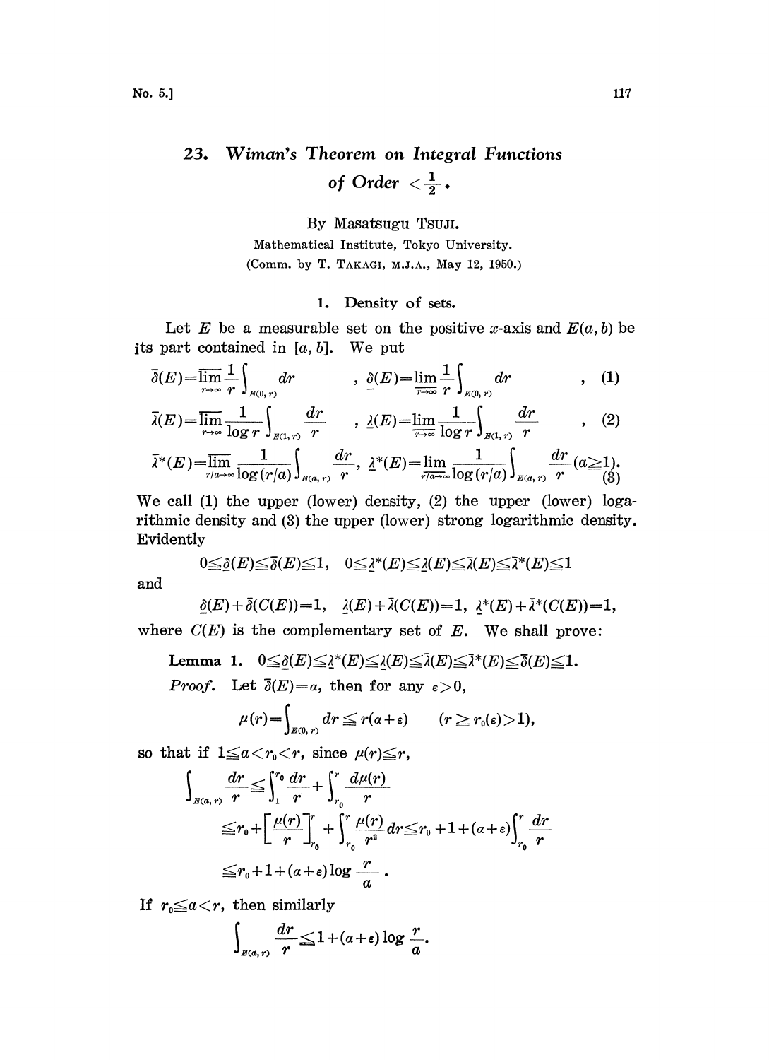# 23. Wiman's Theorem on Integral Functions of Order $<\frac{1}{2}$.

By Masatsugu TSUJI.

Mathematical Institute, Tokyo University.

(Comm. by T. TAKAGI, M.J.A., May 12, 1950.)

## 1. Density of sets.

Let $E$ be a measurable set on the positive $x$-axis and $E(a,b)$ be its part contained in $[a,b]$. We put

$$\overline{\delta}(E)=\overline{\lim_{r\to\infty}}\frac{1}{r}\int_{E(0,r)}dr \qquad , \ \underline{\delta}(E)=\underline{\lim_{r\to\infty}}\frac{1}{r}\int_{E(0,r)}dr \qquad , \quad (1)$$

$$\overline{\lambda}(E)=\overline{\lim_{r\to\infty}}\frac{1}{\log r}\int_{E(1,r)}\frac{dr}{r} \quad , \ \underline{\lambda}(E)=\underline{\lim_{r\to\infty}}\frac{1}{\log r}\int_{E(1,r)}\frac{dr}{r} \quad , \quad (2)$$

$$\overline{\lambda}^*(E)=\overline{\lim_{r/a\to\infty}}\frac{1}{\log(r/a)}\int_{E(a,r)}\frac{dr}{r}, \ \underline{\lambda}^*(E)=\underline{\lim_{r/a\to\infty}}\frac{1}{\log(r/a)}\int_{E(a,r)}\frac{dr}{r}\,(a\geqq 1). \quad (3)$$

We call (1) the upper (lower) density, (2) the upper (lower) logarithmic density and (3) the upper (lower) strong logarithmic density. Evidently

$$0\leqq\underline{\delta}(E)\leqq\overline{\delta}(E)\leqq 1, \quad 0\leqq\underline{\lambda}^*(E)\leqq\underline{\lambda}(E)\leqq\overline{\lambda}(E)\leqq\overline{\lambda}^*(E)\leqq 1$$

and

$$\underline{\delta}(E)+\overline{\delta}(C(E))=1, \quad \underline{\lambda}(E)+\overline{\lambda}(C(E))=1, \quad \underline{\lambda}^*(E)+\overline{\lambda}^*(C(E))=1,$$

where $C(E)$ is the complementary set of $E$. We shall prove:

**Lemma 1.** $0\leqq\underline{\delta}(E)\leqq\underline{\lambda}^*(E)\leqq\underline{\lambda}(E)\leqq\overline{\lambda}(E)\leqq\overline{\lambda}^*(E)\leqq\overline{\delta}(E)\leqq 1.$

*Proof.* Let $\overline{\delta}(E)=\alpha$, then for any $\varepsilon>0$,

$$\mu(r)=\int_{E(0,r)}dr\leqq r(\alpha+\varepsilon) \qquad (r\geqq r_0(\varepsilon)>1),$$

so that if $1\leqq a<r_0<r$, since $\mu(r)\leqq r$,

$$\begin{aligned}\int_{E(a,r)}\frac{dr}{r}&\leqq\int_1^{r_0}\frac{dr}{r}+\int_{r_0}^{r}\frac{d\mu(r)}{r}\\ &\leqq r_0+\left[\frac{\mu(r)}{r}\right]_{r_0}^{r}+\int_{r_0}^{r}\frac{\mu(r)}{r^2}dr\leqq r_0+1+(\alpha+\varepsilon)\int_{r_0}^{r}\frac{dr}{r}\\ &\leqq r_0+1+(\alpha+\varepsilon)\log\frac{r}{a}.\end{aligned}$$

If $r_0\leqq a<r$, then similarly

$$\int_{E(a,r)}\frac{dr}{r}\leqq 1+(\alpha+\varepsilon)\log\frac{r}{a}.$$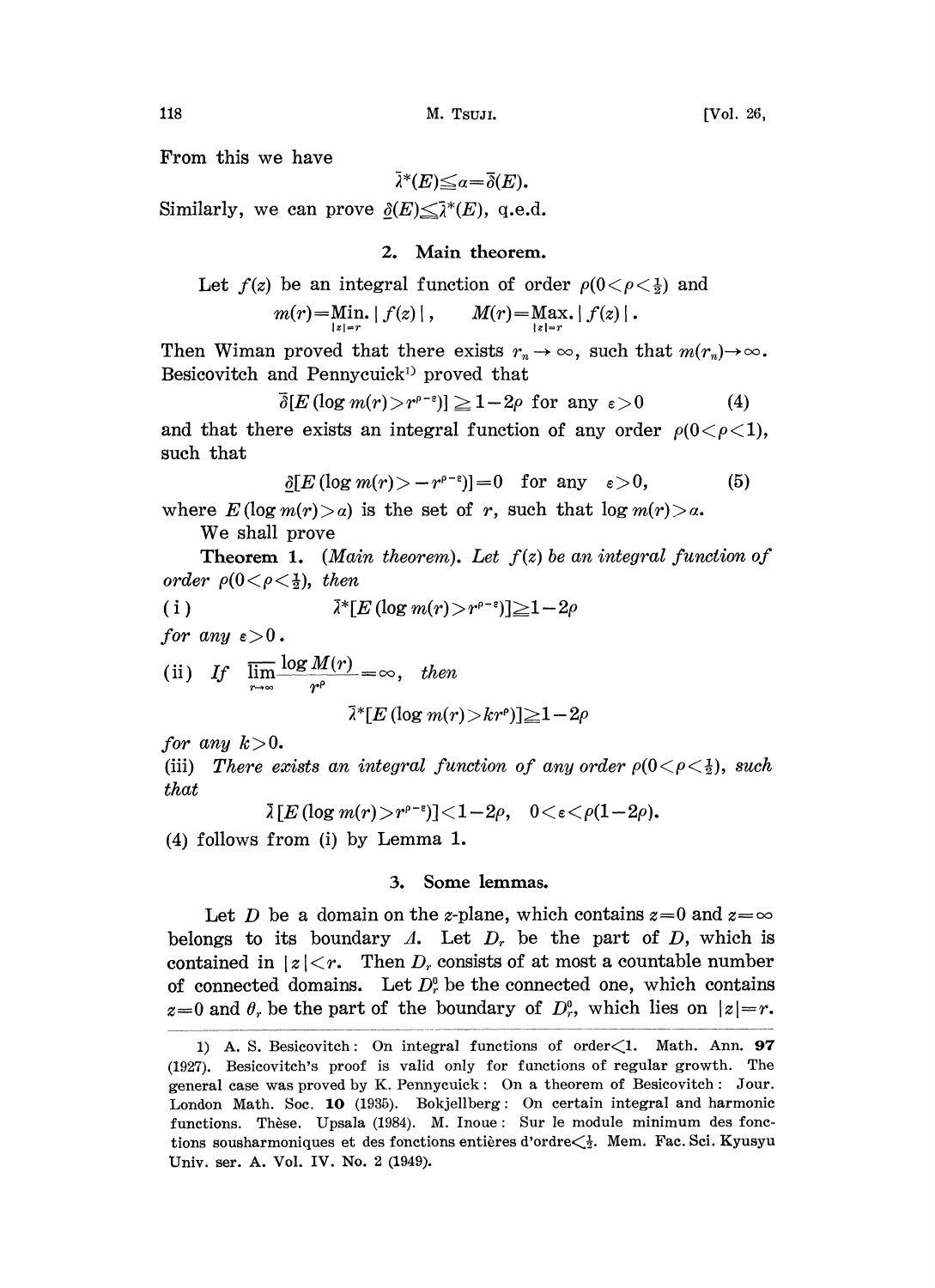From this we have

$$\bar{\lambda}^*(E) \leqq \alpha = \bar{\delta}(E).$$

Similarly, we can prove $\underline{\delta}(E) \leqq \bar{\lambda}^*(E)$, q.e.d.

## 2. Main theorem.

Let $f(z)$ be an integral function of order $\rho (0 < \rho < \frac{1}{2})$ and

$$m(r) = \underset{|z|=r}{\text{Min.}} |f(z)|, \qquad M(r) = \underset{|z|=r}{\text{Max.}} |f(z)|.$$

Then Wiman proved that there exists $r_n \to \infty$, such that $m(r_n) \to \infty$. Besicovitch and Pennycuick[1] proved that

$$\bar{\delta}[E(\log m(r) > r^{\rho - \varepsilon})] \geqq 1 - 2\rho \text{ for any } \varepsilon > 0 \tag{4}$$

and that there exists an integral function of any order $\rho (0 < \rho < 1)$, such that

$$\underline{\delta}[E(\log m(r) > -r^{\rho - \varepsilon})] = 0 \quad \text{for any} \quad \varepsilon > 0, \tag{5}$$

where $E(\log m(r) > \alpha)$ is the set of $r$, such that $\log m(r) > \alpha$.

We shall prove

**Theorem 1.** (*Main theorem*). *Let $f(z)$ be an integral function of order $\rho (0 < \rho < \frac{1}{2})$, then*

(i) $$\bar{\lambda}^*[E(\log m(r) > r^{\rho - \varepsilon})] \geqq 1 - 2\rho$$

*for any $\varepsilon > 0$.*

(ii) *If* $\overline{\lim\limits_{r \to \infty}} \dfrac{\log M(r)}{r^\rho} = \infty$, *then*

$$\bar{\lambda}^*[E(\log m(r) > kr^\rho)] \geqq 1 - 2\rho$$

*for any $k > 0$.*

(iii) *There exists an integral function of any order $\rho (0 < \rho < \frac{1}{2})$, such that*

$$\bar{\lambda}[E(\log m(r) > r^{\rho - \varepsilon})] < 1 - 2\rho, \quad 0 < \varepsilon < \rho(1 - 2\rho).$$

(4) follows from (i) by Lemma 1.

## 3. Some lemmas.

Let $D$ be a domain on the $z$-plane, which contains $z = 0$ and $z = \infty$ belongs to its boundary $\Delta$. Let $D_r$ be the part of $D$, which is contained in $|z| < r$. Then $D_r$ consists of at most a countable number of connected domains. Let $D_r^0$ be the connected one, which contains $z = 0$ and $\theta_r$ be the part of the boundary of $D_r^0$, which lies on $|z| = r$.

---

1) A. S. Besicovitch: On integral functions of order<1. Math. Ann. **97** (1927). Besicovitch's proof is valid only for functions of regular growth. The general case was proved by K. Pennycuick: On a theorem of Besicovitch: Jour. London Math. Soc. **10** (1935). Bokjellberg: On certain integral and harmonic functions. Thèse. Upsala (1984). M. Inoue: Sur le module minimum des fonctions sousharmoniques et des fonctions entières d'ordre<$\frac{1}{2}$. Mem. Fac. Sci. Kyusyu Univ. ser. A. Vol. IV. No. 2 (1949).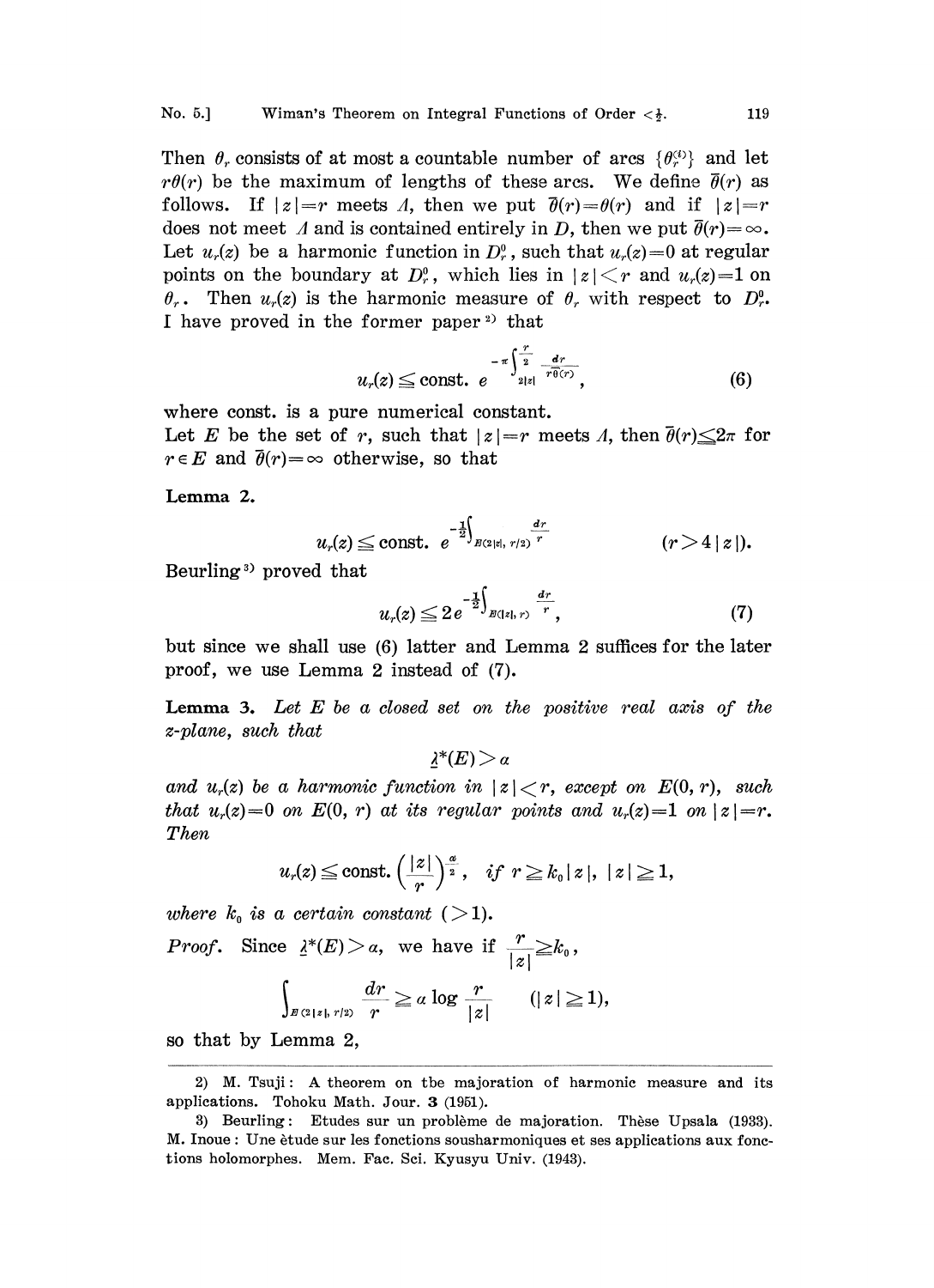Then $\theta_r$ consists of at most a countable number of arcs $\{\theta_r^{(i)}\}$ and let $r\theta(r)$ be the maximum of lengths of these arcs. We define $\bar{\theta}(r)$ as follows. If $|z|=r$ meets $\Lambda$, then we put $\bar{\theta}(r)=\theta(r)$ and if $|z|=r$ does not meet $\Lambda$ and is contained entirely in $D$, then we put $\bar{\theta}(r)=\infty$. Let $u_r(z)$ be a harmonic function in $D_r^0$, such that $u_r(z)=0$ at regular points on the boundary at $D_r^0$, which lies in $|z|<r$ and $u_r(z)=1$ on $\theta_r$. Then $u_r(z)$ is the harmonic measure of $\theta_r$ with respect to $D_r^0$. I have proved in the former paper [2] that

$$u_r(z) \leqq \text{const. } e^{-\pi \int_{2|z|}^{\frac{r}{2}} \frac{dr}{r\bar{\theta}(r)}}, \tag{6}$$

where const. is a pure numerical constant.

Let $E$ be the set of $r$, such that $|z|=r$ meets $\Lambda$, then $\bar{\theta}(r) \leqq 2\pi$ for $r \in E$ and $\bar{\theta}(r)=\infty$ otherwise, so that

**Lemma 2.**

$$u_r(z) \leqq \text{const. } e^{-\frac{1}{2}\int_{E(2|z|,\, r/2)} \frac{dr}{r}} \qquad (r > 4|z|).$$

Beurling [3] proved that

$$u_r(z) \leqq 2e^{-\frac{1}{2}\int_{E(|z|,\, r)} \frac{dr}{r}}, \tag{7}$$

but since we shall use (6) latter and Lemma 2 suffices for the later proof, we use Lemma 2 instead of (7).

**Lemma 3.** *Let $E$ be a closed set on the positive real axis of the z-plane, such that*

$$\underline{\lambda}^*(E) > \alpha$$

*and $u_r(z)$ be a harmonic function in $|z|<r$, except on $E(0, r)$, such that $u_r(z)=0$ on $E(0, r)$ at its regular points and $u_r(z)=1$ on $|z|=r$. Then*

$$u_r(z) \leqq \text{const.} \left(\frac{|z|}{r}\right)^{\frac{\alpha}{2}}, \quad \text{if } r \geqq k_0|z|,\ |z| \geqq 1,$$

*where $k_0$ is a certain constant $(>1)$.*

*Proof.* Since $\underline{\lambda}^*(E) > \alpha$, we have if $\dfrac{r}{|z|} \geqq k_0$,

$$\int_{E(2|z|,\, r/2)} \frac{dr}{r} \geqq \alpha \log \frac{r}{|z|} \qquad (|z| \geqq 1),$$

so that by Lemma 2,

---

2) M. Tsuji: A theorem on tbe majoration of harmonic measure and its applications. Tohoku Math. Jour. 3 (1951).

3) Beurling: Etudes sur un problème de majoration. Thèse Upsala (1933). M. Inoue: Une ètude sur les fonctions sousharmoniques et ses applications aux fonctions holomorphes. Mem. Fac. Sci. Kyusyu Univ. (1943).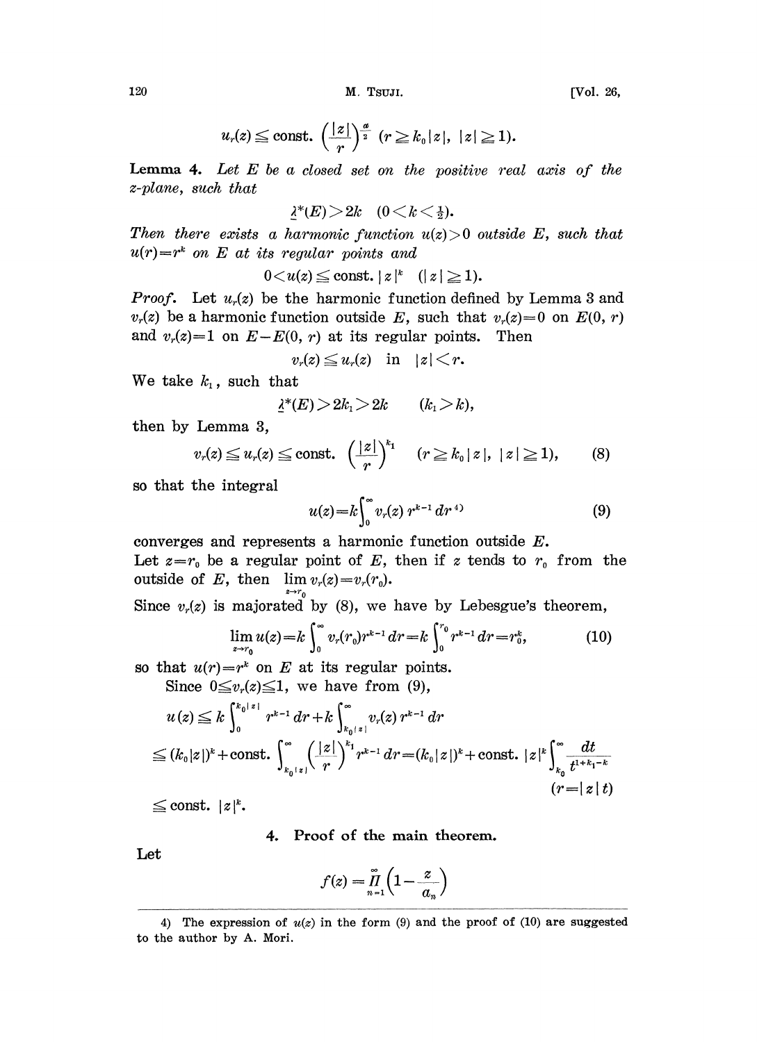$$u_r(z) \leqq \text{const.} \left(\frac{|z|}{r}\right)^{\frac{\alpha}{2}} \quad (r \geqq k_0|z|,\ |z| \geqq 1).$$

**Lemma 4.** *Let $E$ be a closed set on the positive real axis of the z-plane, such that*

$$\underline{\lambda}^*(E) > 2k \quad (0 < k < \tfrac{1}{2}).$$

*Then there exists a harmonic function $u(z) > 0$ outside $E$, such that $u(r) = r^k$ on $E$ at its regular points and*

$$0 < u(z) \leqq \text{const.}\ |z|^k \quad (|z| \geqq 1).$$

*Proof.* Let $u_r(z)$ be the harmonic function defined by Lemma 3 and $v_r(z)$ be a harmonic function outside $E$, such that $v_r(z) = 0$ on $E(0, r)$ and $v_r(z) = 1$ on $E - E(0, r)$ at its regular points. Then

$$v_r(z) \leqq u_r(z) \quad \text{in} \quad |z| < r.$$

We take $k_1$, such that

$$\underline{\lambda}^*(E) > 2k_1 > 2k \qquad (k_1 > k),$$

then by Lemma 3,

$$v_r(z) \leqq u_r(z) \leqq \text{const.} \left(\frac{|z|}{r}\right)^{k_1} \quad (r \geqq k_0|z|,\ |z| \geqq 1), \tag{8}$$

so that the integral

$$u(z) = k\int_0^\infty v_r(z)\, r^{k-1}\, dr \text{ [4]} \tag{9}$$

converges and represents a harmonic function outside $E$.
Let $z = r_0$ be a regular point of $E$, then if $z$ tends to $r_0$ from the outside of $E$, then $\lim\limits_{z \to r_0} v_r(z) = v_r(r_0)$.
Since $v_r(z)$ is majorated by (8), we have by Lebesgue's theorem,

$$\lim_{z \to r_0} u(z) = k\int_0^\infty v_r(r_0) r^{k-1}\, dr = k\int_0^{r_0} r^{k-1}\, dr = r_0^k, \tag{10}$$

so that $u(r) = r^k$ on $E$ at its regular points.

Since $0 \leqq v_r(z) \leqq 1$, we have from (9),

$$u(z) \leqq k\int_0^{k_0|z|} r^{k-1}\, dr + k\int_{k_0|z|}^\infty v_r(z)\, r^{k-1}\, dr$$

$$\leqq (k_0|z|)^k + \text{const.} \int_{k_0|z|}^\infty \left(\frac{|z|}{r}\right)^{k_1} r^{k-1}\, dr = (k_0|z|)^k + \text{const.}\ |z|^k \int_{k_0}^\infty \frac{dt}{t^{1+k_1-k}} \quad (r = |z|\, t)$$

$$\leqq \text{const.}\ |z|^k.$$

## 4. Proof of the main theorem.

Let

$$f(z) = \prod_{n=1}^{\infty}\left(1 - \frac{z}{a_n}\right)$$

---

[4] The expression of $u(z)$ in the form (9) and the proof of (10) are suggested to the author by A. Mori.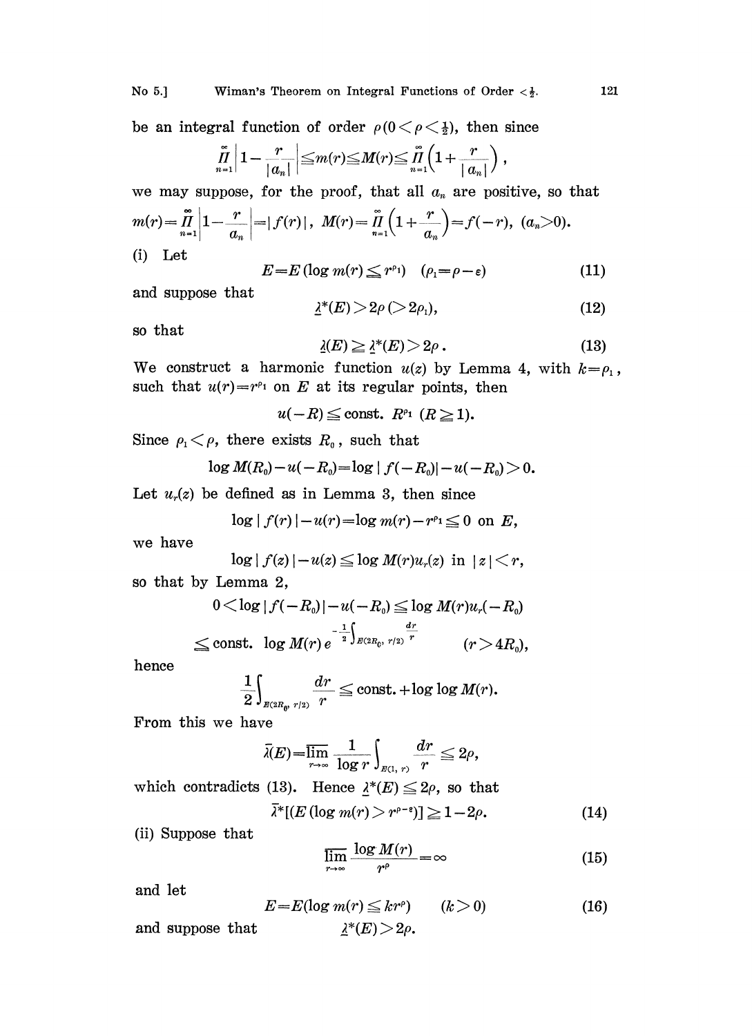be an integral function of order $\rho (0<\rho<\frac{1}{2})$, then since

$$\prod_{n=1}^{\infty}\left|1-\frac{r}{|a_n|}\right|\leqq m(r)\leqq M(r)\leqq \prod_{n=1}^{\infty}\left(1+\frac{r}{|a_n|}\right),$$

we may suppose, for the proof, that all $a_n$ are positive, so that

$$m(r)=\prod_{n=1}^{\infty}\left|1-\frac{r}{a_n}\right|=|f(r)|,\ M(r)=\prod_{n=1}^{\infty}\left(1+\frac{r}{a_n}\right)=f(-r),\ (a_n>0).$$

(i) Let

$$E=E(\log m(r)\leqq r^{\rho_1})\quad (\rho_1=\rho-\varepsilon) \tag{11}$$

and suppose that

$$\underline{\lambda}^*(E)>2\rho\ (>2\rho_1), \tag{12}$$

so that

$$\underline{\lambda}(E)\geqq \underline{\lambda}^*(E)>2\rho\,. \tag{13}$$

We construct a harmonic function $u(z)$ by Lemma 4, with $k=\rho_1$, such that $u(r)=r^{\rho_1}$ on $E$ at its regular points, then

$$u(-R)\leqq \text{const. } R^{\rho_1}\ (R\geqq 1).$$

Since $\rho_1<\rho$, there exists $R_0$, such that

$$\log M(R_0)-u(-R_0)=\log|f(-R_0)|-u(-R_0)>0.$$

Let $u_r(z)$ be defined as in Lemma 3, then since

$$\log|f(r)|-u(r)=\log m(r)-r^{\rho_1}\leqq 0 \text{ on } E,$$

we have

$$\log|f(z)|-u(z)\leqq \log M(r)u_r(z) \text{ in } |z|<r,$$

so that by Lemma 2,

$$0<\log|f(-R_0)|-u(-R_0)\leqq \log M(r)u_r(-R_0)$$

$$\leqq \text{const. } \log M(r)\, e^{-\frac{1}{2}\int_{E(2R_0,\, r/2)}\frac{dr}{r}}\qquad (r>4R_0),$$

hence

$$\frac{1}{2}\int_{E(2R_0,\, r/2)}\frac{dr}{r}\leqq \text{const.}+\log\log M(r).$$

From this we have

$$\bar{\lambda}(E)=\varlimsup_{r\to\infty}\frac{1}{\log r}\int_{E(1,\, r)}\frac{dr}{r}\leqq 2\rho,$$

which contradicts (13). Hence $\underline{\lambda}^*(E)\leqq 2\rho$, so that

$$\bar{\lambda}^*[(E(\log m(r)>r^{\rho-\varepsilon})]\geqq 1-2\rho. \tag{14}$$

(ii) Suppose that

$$\varlimsup_{r\to\infty}\frac{\log M(r)}{r^{\rho}}=\infty \tag{15}$$

and let

$$E=E(\log m(r)\leqq kr^{\rho})\qquad (k>0) \tag{16}$$

and suppose that $\underline{\lambda}^*(E)>2\rho.$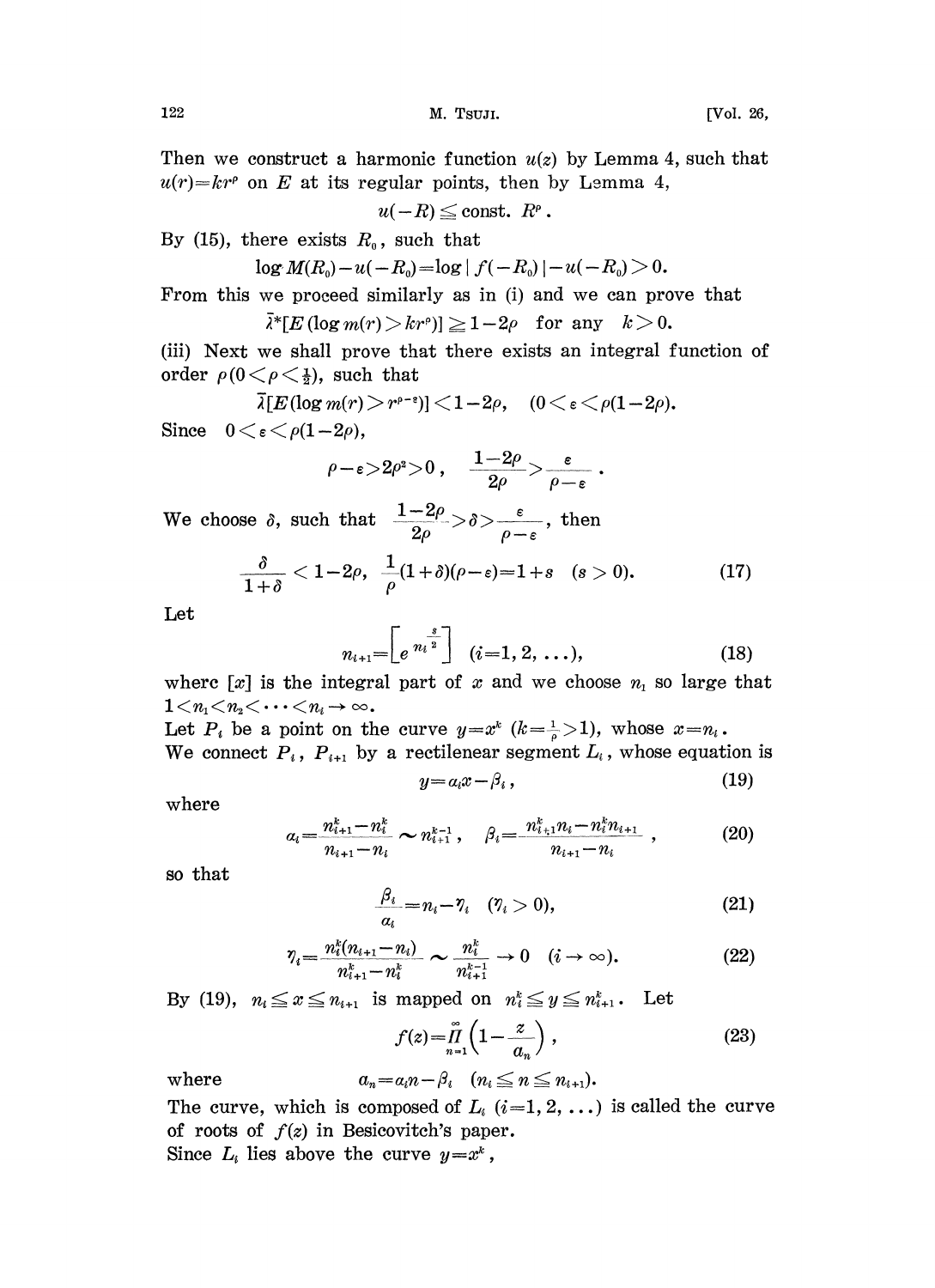Then we construct a harmonic function $u(z)$ by Lemma 4, such that $u(r)=kr^{\rho}$ on $E$ at its regular points, then by Lemma 4,

$$u(-R)\leqq \text{const. } R^{\rho}.$$

By (15), there exists $R_0$, such that

$$\log M(R_0)-u(-R_0)=\log|f(-R_0)|-u(-R_0)>0.$$

From this we proceed similarly as in (i) and we can prove that

$$\bar{\lambda}^*[E(\log m(r)>kr^{\rho})]\geqq 1-2\rho \quad \text{for any} \quad k>0.$$

(iii) Next we shall prove that there exists an integral function of order $\rho\,(0<\rho<\frac{1}{2})$, such that

$$\bar{\lambda}[E(\log m(r)>r^{\rho-\varepsilon})]<1-2\rho, \quad (0<\varepsilon<\rho(1-2\rho)).$$

Since $0<\varepsilon<\rho(1-2\rho)$,

$$\rho-\varepsilon>2\rho^2>0, \quad \frac{1-2\rho}{2\rho}>\frac{\varepsilon}{\rho-\varepsilon}.$$

We choose $\delta$, such that $\dfrac{1-2\rho}{2\rho}>\delta>\dfrac{\varepsilon}{\rho-\varepsilon}$, then

$$\frac{\delta}{1+\delta}<1-2\rho, \quad \frac{1}{\rho}(1+\delta)(\rho-\varepsilon)=1+s \quad (s>0). \tag{17}$$

Let

$$n_{i+1}=\left[e^{n_i^{\frac{s}{2}}}\right] \quad (i=1,2,\ldots), \tag{18}$$

where $[x]$ is the integral part of $x$ and we choose $n_1$ so large that $1<n_1<n_2<\cdots<n_i\to\infty$.

Let $P_i$ be a point on the curve $y=x^k$ $(k=\frac{1}{\rho}>1)$, whose $x=n_i$.

We connect $P_i$, $P_{i+1}$ by a rectilenear segment $L_i$, whose equation is

$$y=\alpha_i x-\beta_i, \tag{19}$$

where

$$\alpha_i=\frac{n_{i+1}^k-n_i^k}{n_{i+1}-n_i}\sim n_{i+1}^{k-1}, \quad \beta_i=\frac{n_{i+1}^k n_i-n_i^k n_{i+1}}{n_{i+1}-n_i}, \tag{20}$$

so that

$$\frac{\beta_i}{\alpha_i}=n_i-\eta_i \quad (\eta_i>0), \tag{21}$$

$$\eta_i=\frac{n_i^k(n_{i+1}-n_i)}{n_{i+1}^k-n_i^k}\sim\frac{n_i^k}{n_{i+1}^{k-1}}\to 0 \quad (i\to\infty). \tag{22}$$

By (19), $n_i\leqq x\leqq n_{i+1}$ is mapped on $n_i^k\leqq y\leqq n_{i+1}^k$. Let

$$f(z)=\prod_{n=1}^{\infty}\left(1-\frac{z}{a_n}\right), \tag{23}$$

where $\quad a_n=\alpha_i n-\beta_i \quad (n_i\leqq n\leqq n_{i+1})$.

The curve, which is composed of $L_i$ $(i=1,2,\ldots)$ is called the curve of roots of $f(z)$ in Besicovitch's paper.

Since $L_i$ lies above the curve $y=x^k$,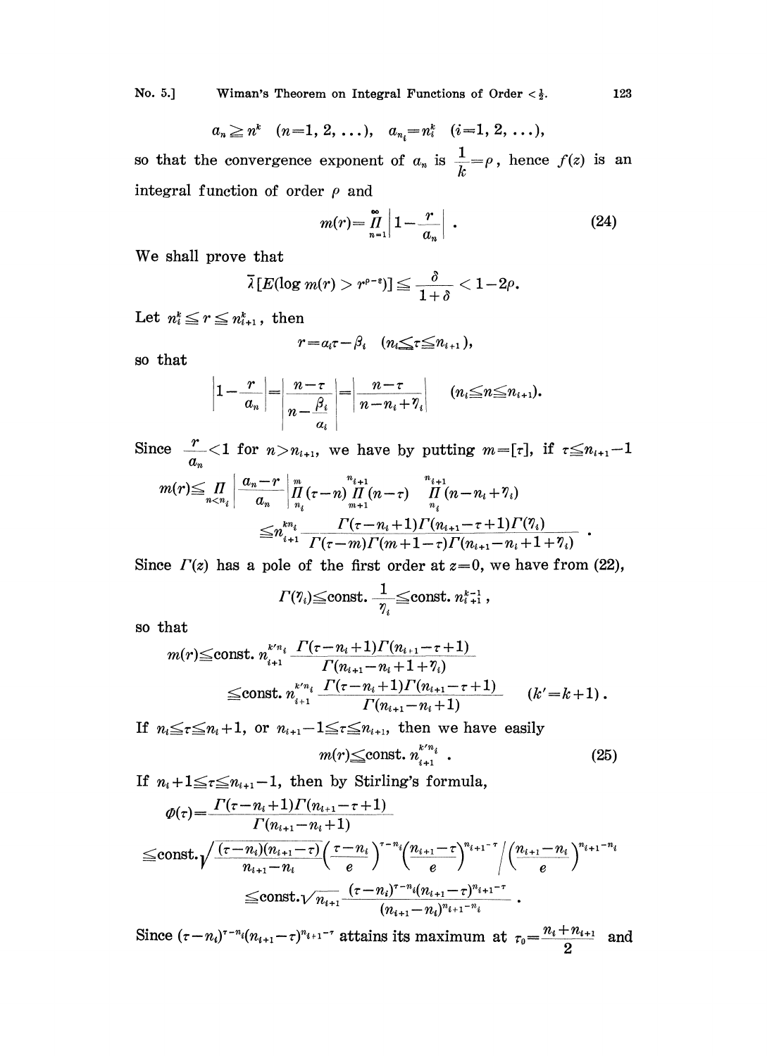$$a_n \geqq n^k \quad (n=1, 2, \ldots), \quad a_{n_i} = n_i^k \quad (i=1, 2, \ldots),$$

so that the convergence exponent of $a_n$ is $\dfrac{1}{k} = \rho$, hence $f(z)$ is an integral function of order $\rho$ and

$$m(r) = \prod_{n=1}^{\infty} \left| 1 - \frac{r}{a_n} \right| . \tag{24}$$

We shall prove that

$$\bar{\lambda}[E(\log m(r) > r^{\rho-\varepsilon})] \leqq \frac{\delta}{1+\delta} < 1 - 2\rho.$$

Let $n_i^k \leqq r \leqq n_{i+1}^k$, then

$$r = a_i \tau - \beta_i \quad (n_i \leqq \tau \leqq n_{i+1}),$$

so that

$$\left| 1 - \frac{r}{a_n} \right| = \left| \frac{n - \tau}{n - \dfrac{\beta_i}{a_i}} \right| = \left| \frac{n-\tau}{n - n_i + \eta_i} \right| \quad (n_i \leqq n \leqq n_{i+1}).$$

Since $\dfrac{r}{a_n} < 1$ for $n > n_{i+1}$, we have by putting $m = [\tau]$, if $\tau \leqq n_{i+1} - 1$

$$\begin{aligned}
m(r) &\leqq \prod_{n<n_i} \left| \frac{a_n - r}{a_n} \right| \prod_{n_i}^{m} (\tau - n) \prod_{m+1}^{n_{i+1}} (n - \tau) \Big/ \prod_{n_i}^{n_{i+1}} (n - n_i + \eta_i) \\
&\leqq n_{i+1}^{kn_i} \frac{\Gamma(\tau - n_i + 1)\Gamma(n_{i+1} - \tau + 1)\Gamma(\eta_i)}{\Gamma(\tau - m)\Gamma(m + 1 - \tau)\Gamma(n_{i+1} - n_i + 1 + \eta_i)} .
\end{aligned}$$

Since $\Gamma(z)$ has a pole of the first order at $z=0$, we have from (22),

$$\Gamma(\eta_i) \leqq \text{const.} \frac{1}{\eta_i} \leqq \text{const.}\, n_{i+1}^{k-1},$$

so that

$$\begin{aligned}
m(r) &\leqq \text{const.}\, n_{i+1}^{k'n_i} \frac{\Gamma(\tau - n_i + 1)\Gamma(n_{i+1} - \tau + 1)}{\Gamma(n_{i+1} - n_i + 1 + \eta_i)} \\
&\leqq \text{const.}\, n_{i+1}^{k'n_i} \frac{\Gamma(\tau - n_i + 1)\Gamma(n_{i+1} - \tau + 1)}{\Gamma(n_{i+1} - n_i + 1)} \qquad (k' = k+1).
\end{aligned}$$

If $n_i \leqq \tau \leqq n_i + 1$, or $n_{i+1} - 1 \leqq \tau \leqq n_{i+1}$, then we have easily

$$m(r) \leqq \text{const.}\, n_{i+1}^{k'n_i} . \tag{25}$$

If $n_i + 1 \leqq \tau \leqq n_{i+1} - 1$, then by Stirling's formula,

$$\begin{aligned}
\Phi(\tau) &= \frac{\Gamma(\tau - n_i + 1)\Gamma(n_{i+1} - \tau + 1)}{\Gamma(n_{i+1} - n_i + 1)} \\
&\leqq \text{const.} \sqrt{\frac{(\tau - n_i)(n_{i+1} - \tau)}{n_{i+1} - n_i}} \left( \frac{\tau - n_i}{e} \right)^{\tau - n_i} \left( \frac{n_{i+1} - \tau}{e} \right)^{n_{i+1} - \tau} \Big/ \left( \frac{n_{i+1} - n_i}{e} \right)^{n_{i+1} - n_i} \\
&\leqq \text{const.} \sqrt{n_{i+1}} \frac{(\tau - n_i)^{\tau - n_i} (n_{i+1} - \tau)^{n_{i+1} - \tau}}{(n_{i+1} - n_i)^{n_{i+1} - n_i}} .
\end{aligned}$$

Since $(\tau - n_i)^{\tau - n_i}(n_{i+1} - \tau)^{n_{i+1} - \tau}$ attains its maximum at $\tau_0 = \dfrac{n_i + n_{i+1}}{2}$ and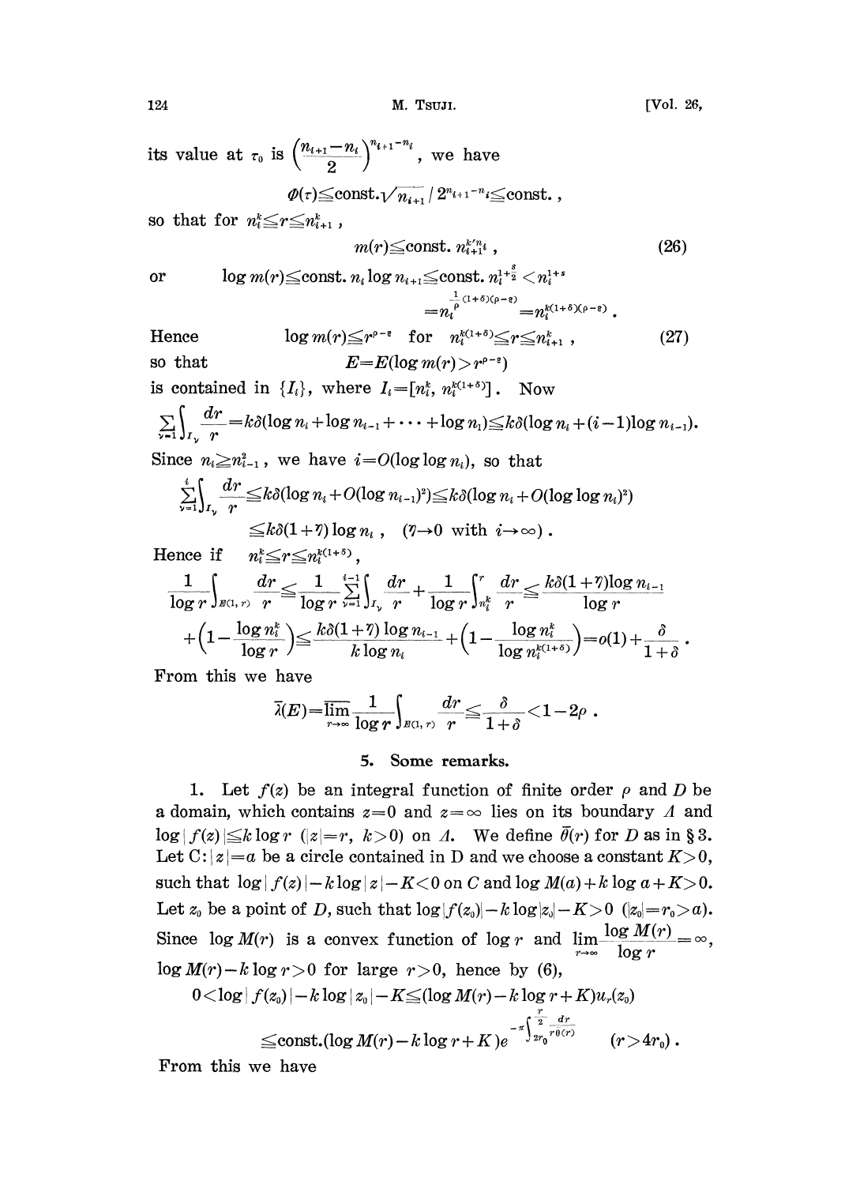its value at $\tau_0$ is $\left(\frac{n_{i+1}-n_i}{2}\right)^{n_{i+1}-n_i}$, we have

$$\Phi(\tau)\leqq\text{const.}\sqrt{n_{i+1}}\,/\,2^{n_{i+1}-n_i}\leqq\text{const.}\,,$$

so that for $n_i^k\leqq r\leqq n_{i+1}^k$,

$$m(r)\leqq\text{const.}\ n_{i+1}^{k'n_i}\,, \tag{26}$$

or $\qquad \log m(r)\leqq\text{const.}\ n_i\log n_{i+1}\leqq\text{const.}\ n_i^{1+\frac{\varepsilon}{2}}<n_i^{1+\varepsilon}$

$$=n_i^{\frac{1}{\rho}(1+\delta)(\rho-\varepsilon)}=n_i^{k(1+\delta)(\rho-\varepsilon)}\,.$$

Hence $\qquad \log m(r)\leqq r^{\rho-\varepsilon}\quad\text{for}\quad n_i^{k(1+\delta)}\leqq r\leqq n_{i+1}^k\,, \qquad (27)$

so that

$$E=E(\log m(r)>r^{\rho-\varepsilon})$$

is contained in $\{I_i\}$, where $I_i=[n_i^k,\ n_i^{k(1+\delta)}]$. Now

$$\sum_{\nu=1}\int_{I_\nu}\frac{dr}{r}=k\delta(\log n_i+\log n_{i-1}+\cdots+\log n_1)\leqq k\delta(\log n_i+(i-1)\log n_{i-1}).$$

Since $n_i\geqq n_{i-1}^2$, we have $i=O(\log\log n_i)$, so that

$$\sum_{\nu=1}^{i}\int_{I_\nu}\frac{dr}{r}\leqq k\delta(\log n_i+O(\log n_{i-1})^2)\leqq k\delta(\log n_i+O(\log\log n_i)^2)$$

$$\leqq k\delta(1+\eta)\log n_i\,,\quad (\eta\to 0\ \text{with}\ i\to\infty)\,.$$

Hence if $\quad n_i^k\leqq r\leqq n_i^{k(1+\delta)}$,

$$\frac{1}{\log r}\int_{E(1,r)}\frac{dr}{r}\leqq\frac{1}{\log r}\sum_{\nu=1}^{i-1}\int_{I_\nu}\frac{dr}{r}+\frac{1}{\log r}\int_{n_i^k}^{r}\frac{dr}{r}\leqq\frac{k\delta(1+\eta)\log n_{i-1}}{\log r}$$

$$+\left(1-\frac{\log n_i^k}{\log r}\right)\leqq\frac{k\delta(1+\eta)\log n_{i-1}}{k\log n_i}+\left(1-\frac{\log n_i^k}{\log n_i^{k(1+\delta)}}\right)=o(1)+\frac{\delta}{1+\delta}\,.$$

From this we have

$$\bar{\lambda}(E)=\varlimsup_{r\to\infty}\frac{1}{\log r}\int_{E(1,r)}\frac{dr}{r}\leqq\frac{\delta}{1+\delta}<1-2\rho\,.$$

## 5. Some remarks.

1. Let $f(z)$ be an integral function of finite order $\rho$ and $D$ be a domain, which contains $z=0$ and $z=\infty$ lies on its boundary $\Lambda$ and $\log|f(z)|\leqq k\log r$ ($|z|=r$, $k>0$) on $\Lambda$. We define $\bar{\theta}(r)$ for $D$ as in § 3. Let $C: |z|=a$ be a circle contained in D and we choose a constant $K>0$, such that $\log|f(z)|-k\log|z|-K<0$ on $C$ and $\log M(a)+k\log a+K>0$. Let $z_0$ be a point of $D$, such that $\log|f(z_0)|-k\log|z_0|-K>0$ ($|z_0|=r_0>a$). Since $\log M(r)$ is a convex function of $\log r$ and $\lim\limits_{r\to\infty}\frac{\log M(r)}{\log r}=\infty$, $\log M(r)-k\log r>0$ for large $r>0$, hence by (6),

$$0<\log|f(z_0)|-k\log|z_0|-K\leqq(\log M(r)-k\log r+K)u_r(z_0)$$

$$\leqq\text{const.}(\log M(r)-k\log r+K)e^{-\pi\int_{2r_0}^{\frac{r}{2}}\frac{dr}{r\bar{\theta}(r)}}\qquad(r>4r_0)\,.$$

From this we have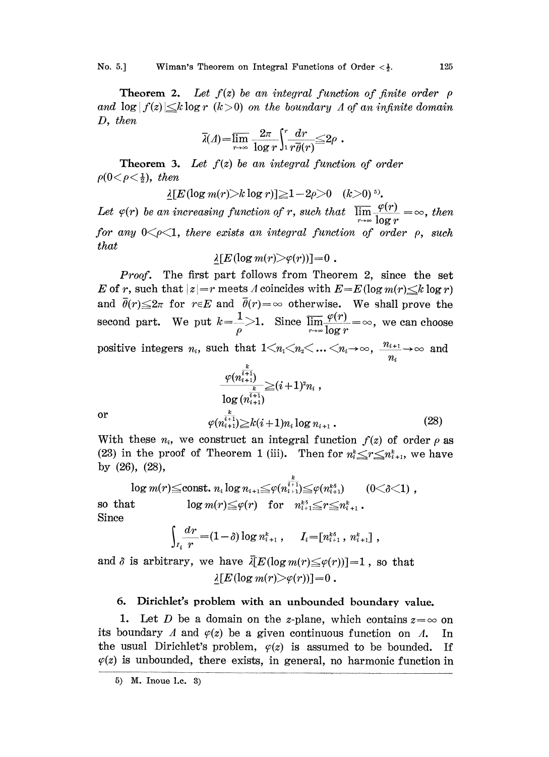**Theorem 2.** *Let $f(z)$ be an integral function of finite order $\rho$ and $\log|f(z)|\leq k\log r$ $(k>0)$ on the boundary $\Lambda$ of an infinite domain $D$, then*

$$\bar{\lambda}(\Lambda)=\overline{\lim_{r\to\infty}}\,\frac{2\pi}{\log r}\int_1^r\frac{dr}{r\bar{\theta}(r)}\leq 2\rho\ .$$

**Theorem 3.** *Let $f(z)$ be an integral function of order $\rho(0<\rho<\frac{1}{2})$, then*

$$\underline{\lambda}[E(\log m(r)>k\log r)]\geq 1-2\rho>0\quad (k>0)\ ^{5)}.$$

*Let $\varphi(r)$ be an increasing function of $r$, such that $\overline{\lim_{r\to\infty}}\dfrac{\varphi(r)}{\log r}=\infty$, then for any $0<\rho<1$, there exists an integral function of order $\rho$, such that*

$$\underline{\lambda}[E(\log m(r)>\varphi(r))]=0\ .$$

*Proof.* The first part follows from Theorem 2, since the set $E$ of $r$, such that $|z|=r$ meets $\Lambda$ coincides with $E=E(\log m(r)\leq k\log r)$ and $\bar{\theta}(r)\leq 2\pi$ for $r\in E$ and $\bar{\theta}(r)=\infty$ otherwise. We shall prove the second part. We put $k=\dfrac{1}{\rho}>1$. Since $\overline{\lim_{r\to\infty}}\dfrac{\varphi(r)}{\log r}=\infty$, we can choose positive integers $n_i$, such that $1<n_1<n_2<\ldots<n_i\to\infty$, $\dfrac{n_{i+1}}{n_i}\to\infty$ and

$$\frac{\varphi(n_{i+1}^{\frac{k}{i+1}})}{\log(n_{i+1}^{\frac{k}{i+1}})}\geq(i+1)^2 n_i\ ,$$

or

$$\varphi(n_{i+1}^{\frac{k}{i+1}})\geq k(i+1)n_i\log n_{i+1}\ . \tag{28}$$

With these $n_i$, we construct an integral function $f(z)$ of order $\rho$ as (23) in the proof of Theorem 1 (iii). Then for $n_i^k\leq r\leq n_{i+1}^k$, we have by (26), (28),

$$\log m(r)\leq\text{const. } n_i\log n_{i+1}\leq\varphi(n_{i+1}^{\frac{k}{i+1}})\leq\varphi(n_{i+1}^{k\delta})\qquad(0<\delta<1)\ ,$$

so that $\qquad\log m(r)\leq\varphi(r)\quad\text{for}\quad n_{i+1}^{k\delta}\leq r\leq n_{i+1}^k\ .$

Since

$$\int_{I_i}\frac{dr}{r}=(1-\delta)\log n_{i+1}^k\ ,\qquad I_i=[n_{i+1}^{k\delta}\ ,\ n_{i+1}^k]\ ,$$

and $\delta$ is arbitrary, we have $\bar{\lambda}[E(\log m(r)\leq\varphi(r))]=1$, so that

$$\underline{\lambda}[E(\log m(r)>\varphi(r))]=0\ .$$

## 6. Dirichlet's problem with an unbounded boundary value.

1. Let $D$ be a domain on the $z$-plane, which contains $z=\infty$ on its boundary $\Lambda$ and $\varphi(z)$ be a given continuous function on $\Lambda$. In the usual Dirichlet's problem, $\varphi(z)$ is assumed to be bounded. If $\varphi(z)$ is unbounded, there exists, in general, no harmonic function in

5) M. Inoue l.c. 3)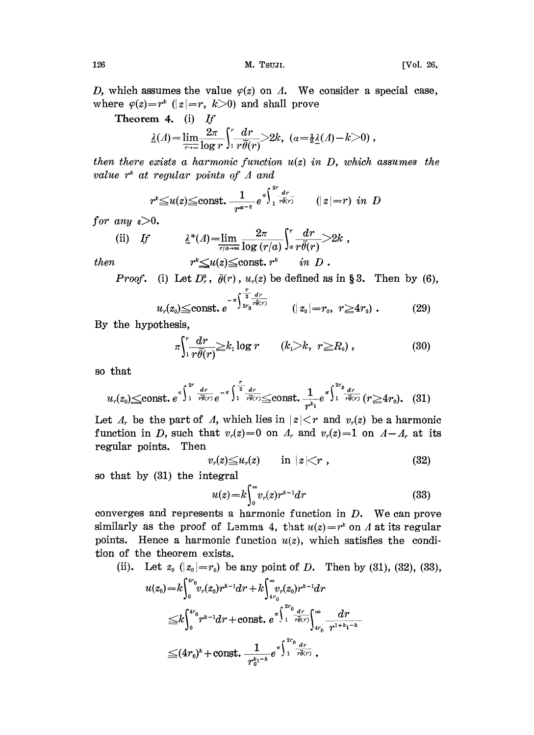$D$, which assumes the value $\varphi(z)$ on $\Lambda$. We consider a special case, where $\varphi(z)=r^k$ ($|z|=r$, $k>0$) and shall prove

**Theorem 4.** (i) *If*

$$\underline{\lambda}(\Lambda)=\varliminf_{r\to\infty}\frac{2\pi}{\log r}\int_1^r\frac{dr}{r\bar{\theta}(r)}>2k,\ \ (\alpha=\tfrac{1}{2}\underline{\lambda}(\Lambda)-k>0)\ ,$$

*then there exists a harmonic function $u(z)$ in $D$, which assumes the value $r^k$ at regular points of $\Lambda$ and*

$$r^k\leqq u(z)\leqq \text{const.}\ \frac{1}{r^{\alpha-\varepsilon}}e^{\pi\int_1^{2r}\frac{dr}{r\bar{\theta}(r)}}\qquad (|z|=r)\ \text{in}\ D$$

*for any $\varepsilon>0$.*

(ii) *If* $\qquad \underline{\lambda}^*(\Lambda)=\varliminf_{r/a\to\infty}\dfrac{2\pi}{\log(r/a)}\displaystyle\int_a^r\frac{dr}{r\bar{\theta}(r)}>2k\ ,$

*then* $\qquad r^k\leqq u(z)\leqq \text{const.}\ r^k\quad$ *in* $D$ .

*Proof.* (i) Let $D_r^0$, $\bar{\theta}(r)$, $u_r(z)$ be defined as in §3. Then by (6),

$$u_r(z_0)\leqq \text{const.}\ e^{-\pi\int_{2r_0}^{\frac{r}{2}}\frac{dr}{r\bar{\theta}(r)}}\qquad (|z_0|=r_0,\ r\geqq 4r_0)\ . \tag{29}$$

By the hypothesis,

$$\pi\int_1^r\frac{dr}{r\bar{\theta}(r)}\geqq k_1\log r\qquad (k_1>k,\ r\geqq R_0)\ , \tag{30}$$

so that

$$u_r(z_0)\leqq \text{const.}\ e^{\pi\int_1^{2r_0}\frac{dr}{r\bar{\theta}(r)}}e^{-\pi\int_1^{\frac{r}{2}}\frac{dr}{r\bar{\theta}(r)}}\leqq \text{const.}\ \frac{1}{r^{k_1}}e^{\pi\int_1^{2r_0}\frac{dr}{r\bar{\theta}(r)}}\ (r\geqq 4r_0). \tag{31}$$

Let $\Lambda_r$ be the part of $\Lambda$, which lies in $|z|<r$ and $v_r(z)$ be a harmonic function in $D$, such that $v_r(z)=0$ on $\Lambda_r$ and $v_r(z)=1$ on $\Lambda-\Lambda_r$ at its regular points. Then

$$v_r(z)\leqq u_r(z)\qquad \text{in}\ |z|<r\ , \tag{32}$$

so that by (31) the integral

$$u(z)=k\int_0^\infty v_r(z)r^{k-1}dr \tag{33}$$

converges and represents a harmonic function in $D$. We can prove similarly as the proof of Lemma 4, that $u(z)=r^k$ on $\Lambda$ at its regular points. Hence a harmonic function $u(z)$, which satisfies the condition of the theorem exists.

(ii). Let $z_0$ ($|z_0|=r_0$) be any point of $D$. Then by (31), (32), (33),

$$\begin{aligned}
u(z_0)&=k\int_0^{4r_0}v_r(z_0)r^{k-1}dr+k\int_{4r_0}^\infty v_r(z_0)r^{k-1}dr\\
&\leqq k\int_0^{4r_0}r^{k-1}dr+\text{const.}\ e^{\pi\int_1^{2r_0}\frac{dr}{r\bar{\theta}(r)}}\int_{4r_0}^\infty\frac{dr}{r^{1+k_1-k}}\\
&\leqq (4r_0)^k+\text{const.}\ \frac{1}{r_0^{k_1-k}}e^{\pi\int_1^{2r_0}\frac{dr}{r\bar{\theta}(r)}}\ ,
\end{aligned}$$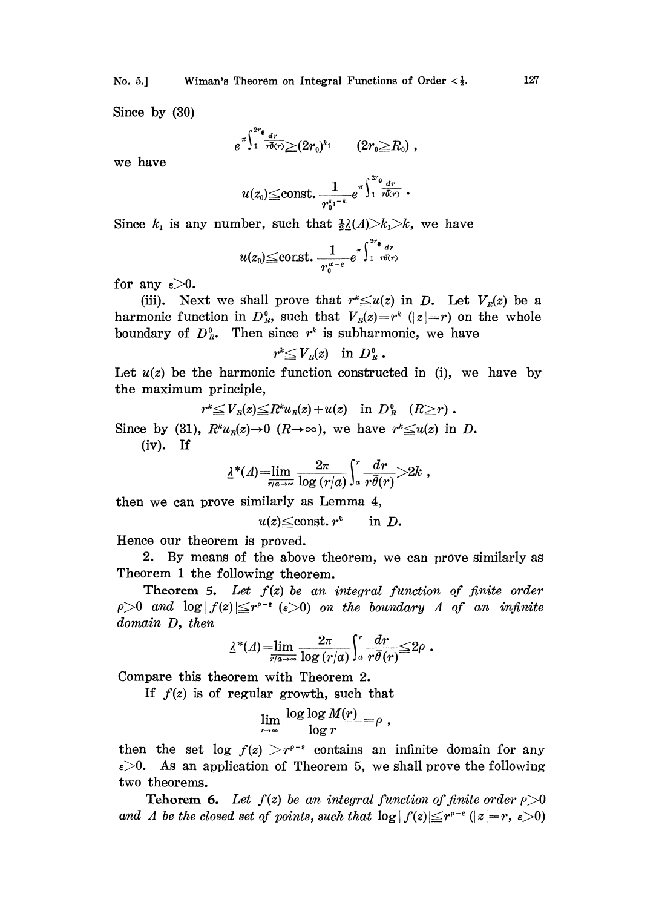Since by (30)

$$e^{\pi\int_1^{2r_0}\frac{dr}{r\theta(r)}}\geqq(2r_0)^{k_1} \qquad (2r_0\geqq R_0)\,,$$

we have

$$u(z_0)\leqq\text{const.}\,\frac{1}{r_0^{k_1-k}}e^{\pi\int_1^{2r_0}\frac{dr}{r\theta(r)}}\,.$$

Since $k_1$ is any number, such that $\frac{1}{2}\underline{\lambda}(\Lambda)>k_1>k$, we have

$$u(z_0)\leqq\text{const.}\,\frac{1}{r_0^{\alpha-\varepsilon}}e^{\pi\int_1^{2r_0}\frac{dr}{r\theta(r)}}$$

for any $\varepsilon>0$.

(iii). Next we shall prove that $r^k\leqq u(z)$ in $D$. Let $V_R(z)$ be a harmonic function in $D_R^0$, such that $V_R(z)=r^k$ ($|z|=r$) on the whole boundary of $D_R^0$. Then since $r^k$ is subharmonic, we have

$$r^k\leqq V_R(z) \quad \text{in } D_R^0\,.$$

Let $u(z)$ be the harmonic function constructed in (i), we have by the maximum principle,

$$r^k\leqq V_R(z)\leqq R^k u_R(z)+u(z) \quad \text{in } D_R^0 \quad (R\geqq r)\,.$$

Since by (31), $R^k u_R(z)\to 0$ ($R\to\infty$), we have $r^k\leqq u(z)$ in $D$.

(iv). If

$$\underline{\lambda}^*(\Lambda)=\lim_{\overline{r/a\to\infty}}\frac{2\pi}{\log(r/a)}\int_a^r\frac{dr}{r\bar{\theta}(r)}>2k\,,$$

then we can prove similarly as Lemma 4,

$$u(z)\leqq\text{const.}\,r^k \qquad \text{in } D.$$

Hence our theorem is proved.

2. By means of the above theorem, we can prove similarly as Theorem 1 the following theorem.

**Theorem 5.** *Let $f(z)$ be an integral function of finite order $\rho>0$ and $\log|f(z)|\leqq r^{\rho-\varepsilon}$ ($\varepsilon>0$) on the boundary $\Lambda$ of an infinite domain $D$, then*

$$\underline{\lambda}^*(\Lambda)=\lim_{\overline{r/a\to\infty}}\frac{2\pi}{\log(r/a)}\int_a^r\frac{dr}{r\bar{\theta}(r)}\leqq 2\rho\,.$$

Compare this theorem with Theorem 2.

If $f(z)$ is of regular growth, such that

$$\lim_{r\to\infty}\frac{\log\log M(r)}{\log r}=\rho\,,$$

then the set $\log|f(z)|>r^{\rho-\varepsilon}$ contains an infinite domain for any $\varepsilon>0$. As an application of Theorem 5, we shall prove the following two theorems.

**Tehorem 6.** *Let $f(z)$ be an integral function of finite order $\rho>0$ and $\Lambda$ be the closed set of points, such that $\log|f(z)|\leqq r^{\rho-\varepsilon}$ ($|z|=r$, $\varepsilon>0$)*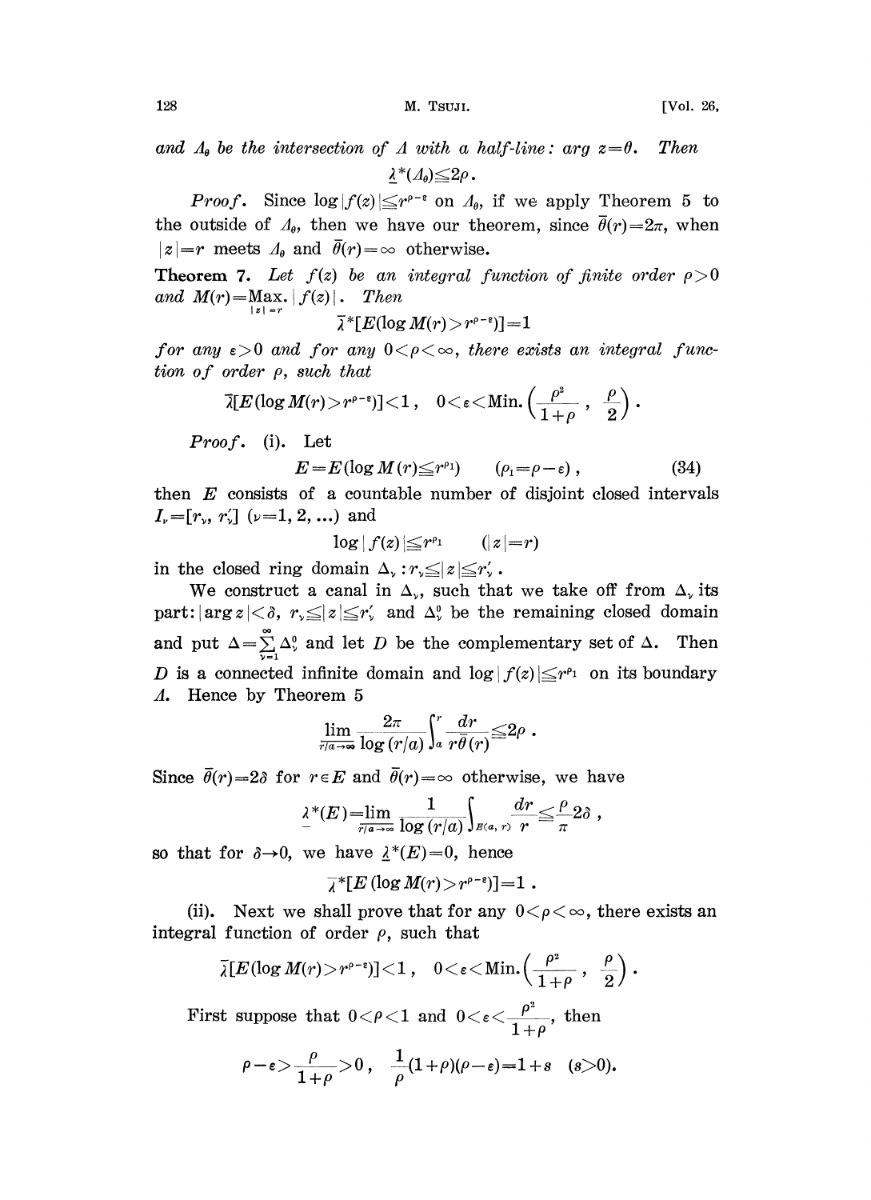and $\Lambda_\theta$ be the intersection of $\Lambda$ with a half-line: $\arg z = \theta$. *Then*

$$\underline{\lambda}^*(\Lambda_\theta) \leqq 2\rho .$$

*Proof*. Since $\log|f(z)| \leqq r^{\rho-\varepsilon}$ on $\Lambda_\theta$, if we apply Theorem 5 to the outside of $\Lambda_\theta$, then we have our theorem, since $\bar{\theta}(r) = 2\pi$, when $|z| = r$ meets $\Lambda_\theta$ and $\bar{\theta}(r) = \infty$ otherwise.

**Theorem 7.** *Let $f(z)$ be an integral function of finite order $\rho > 0$ and $M(r) = \underset{|z|=r}{\text{Max.}} |f(z)|$. Then*

$$\bar{\lambda}^*[E(\log M(r) > r^{\rho-\varepsilon})] = 1$$

*for any $\varepsilon > 0$ and for any $0 < \rho < \infty$, there exists an integral function of order $\rho$, such that*

$$\bar{\lambda}[E(\log M(r) > r^{\rho-\varepsilon})] < 1 , \quad 0 < \varepsilon < \text{Min.}\left(\frac{\rho^2}{1+\rho} , \ \frac{\rho}{2}\right) .$$

*Proof*. (i). Let

$$E = E(\log M(r) \leqq r^{\rho_1}) \qquad (\rho_1 = \rho - \varepsilon) , \tag{34}$$

then $E$ consists of a countable number of disjoint closed intervals $I_\nu = [r_\nu, r'_\nu]$ $(\nu = 1, 2, \ldots)$ and

$$\log|f(z)| \leqq r^{\rho_1} \qquad (|z| = r)$$

in the closed ring domain $\Delta_\nu : r_\nu \leqq |z| \leqq r'_\nu$ .

We construct a canal in $\Delta_\nu$, such that we take off from $\Delta_\nu$ its part: $|\arg z| < \delta$, $r_\nu \leqq |z| \leqq r'_\nu$ and $\Delta^0_\nu$ be the remaining closed domain and put $\Delta = \sum_{\nu=1}^{\infty} \Delta^0_\nu$ and let $D$ be the complementary set of $\Delta$. Then $D$ is a connected infinite domain and $\log|f(z)| \leqq r^{\rho_1}$ on its boundary $\Lambda$. Hence by Theorem 5

$$\varliminf_{r/a \to \infty} \frac{2\pi}{\log(r/a)} \int_a^r \frac{dr}{r\bar{\theta}(r)} \leqq 2\rho .$$

Since $\bar{\theta}(r) = 2\delta$ for $r \in E$ and $\bar{\theta}(r) = \infty$ otherwise, we have

$$\underline{\lambda}^*(E) = \varliminf_{r/a \to \infty} \frac{1}{\log(r/a)} \int_{E(a,\, r)} \frac{dr}{r} \leqq \frac{\rho}{\pi} 2\delta ,$$

so that for $\delta \to 0$, we have $\underline{\lambda}^*(E) = 0$, hence

$$\bar{\lambda}^*[E(\log M(r) > r^{\rho-\varepsilon})] = 1 .$$

(ii). Next we shall prove that for any $0 < \rho < \infty$, there exists an integral function of order $\rho$, such that

$$\bar{\lambda}[E(\log M(r) > r^{\rho-\varepsilon})] < 1 , \quad 0 < \varepsilon < \text{Min.}\left(\frac{\rho^2}{1+\rho} , \ \frac{\rho}{2}\right) .$$

First suppose that $0 < \rho < 1$ and $0 < \varepsilon < \dfrac{\rho^2}{1+\rho}$, then

$$\rho - \varepsilon > \frac{\rho}{1+\rho} > 0 , \quad \frac{1}{\rho}(1+\rho)(\rho - \varepsilon) = 1 + s \quad (s > 0).$$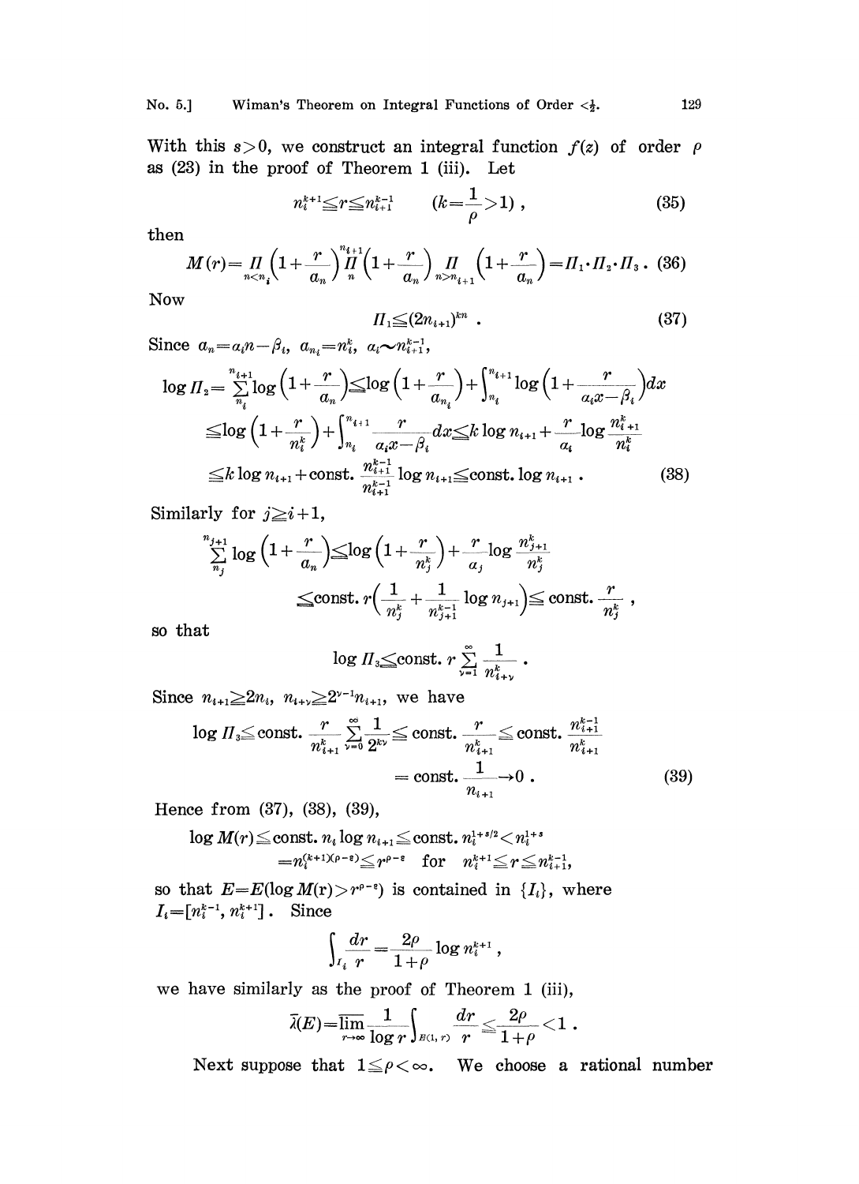With this $s>0$, we construct an integral function $f(z)$ of order $\rho$ as (23) in the proof of Theorem 1 (iii). Let

$$n_i^{k+1} \leqq r \leqq n_{i+1}^{k-1} \qquad \left(k = \frac{1}{\rho} > 1\right), \tag{35}$$

then

$$M(r) = \prod_{n<n_i}\left(1+\frac{r}{a_n}\right)\prod_{n}^{n_{i+1}}\left(1+\frac{r}{a_n}\right)\prod_{n>n_{i+1}}\left(1+\frac{r}{a_n}\right) = \Pi_1 \cdot \Pi_2 \cdot \Pi_3 \,. \tag{36}$$

Now

$$\Pi_1 \leqq (2n_{i+1})^{kn} \,. \tag{37}$$

Since $a_n = a_i n - \beta_i$, $a_{n_i} = n_i^k$, $a_i \sim n_{i+1}^{k-1}$,

$$\begin{aligned}
\log \Pi_2 &= \sum_{n_i}^{n_{i+1}} \log\left(1+\frac{r}{a_n}\right) \leqq \log\left(1+\frac{r}{a_{n_i}}\right) + \int_{n_i}^{n_{i+1}} \log\left(1+\frac{r}{a_i x - \beta_i}\right) dx \\
&\leqq \log\left(1+\frac{r}{n_i^k}\right) + \int_{n_i}^{n_{i+1}} \frac{r}{a_i x - \beta_i}\, dx \leqq k \log n_{i+1} + \frac{r}{a_i} \log \frac{n_{i+1}^k}{n_i^k} \\
&\leqq k \log n_{i+1} + \text{const.}\, \frac{n_{i+1}^{k-1}}{n_{i+1}^{k-1}} \log n_{i+1} \leqq \text{const.} \log n_{i+1} \,.
\end{aligned} \tag{38}$$

Similarly for $j \geqq i+1$,

$$\begin{aligned}
\sum_{n_j}^{n_{j+1}} \log\left(1+\frac{r}{a_n}\right) &\leqq \log\left(1+\frac{r}{n_j^k}\right) + \frac{r}{a_j}\log\frac{n_{j+1}^k}{n_j^k} \\
&\leqq \text{const.}\, r\left(\frac{1}{n_j^k} + \frac{1}{n_{j+1}^{k-1}} \log n_{j+1}\right) \leqq \text{const.}\, \frac{r}{n_j^k} \,,
\end{aligned}$$

so that

$$\log \Pi_3 \leqq \text{const.}\, r \sum_{\nu=1}^{\infty} \frac{1}{n_{i+\nu}^k} \,.$$

Since $n_{i+1} \geqq 2n_i$, $n_{i+\nu} \geqq 2^{\nu-1} n_{i+1}$, we have

$$\begin{aligned}
\log \Pi_3 &\leqq \text{const.}\, \frac{r}{n_{i+1}^k} \sum_{\nu=0}^{\infty} \frac{1}{2^{k\nu}} \leqq \text{const.}\, \frac{r}{n_{i+1}^k} \leqq \text{const.}\, \frac{n_{i+1}^{k-1}}{n_{i+1}^k} \\
&= \text{const.}\, \frac{1}{n_{i+1}} \to 0 \,.
\end{aligned} \tag{39}$$

Hence from (37), (38), (39),

$$\begin{aligned}
\log M(r) &\leqq \text{const.}\, n_i \log n_{i+1} \leqq \text{const.}\, n_i^{1+s/2} < n_i^{1+s} \\
&= n_i^{(k+1)(\rho-\varepsilon)} \leqq r^{\rho-\varepsilon} \quad \text{for} \quad n_i^{k+1} \leqq r \leqq n_{i+1}^{k-1},
\end{aligned}$$

so that $E = E(\log M(r) > r^{\rho-\varepsilon})$ is contained in $\{I_i\}$, where $I_i = [n_i^{k-1}, n_i^{k+1}]$. Since

$$\int_{I_i} \frac{dr}{r} = \frac{2\rho}{1+\rho} \log n_i^{k+1} \,,$$

we have similarly as the proof of Theorem 1 (iii),

$$\bar{\lambda}(E) = \varlimsup_{r\to\infty} \frac{1}{\log r} \int_{E(1,r)} \frac{dr}{r} \leqq \frac{2\rho}{1+\rho} < 1 \,.$$

Next suppose that $1 \leqq \rho < \infty$. We choose a rational number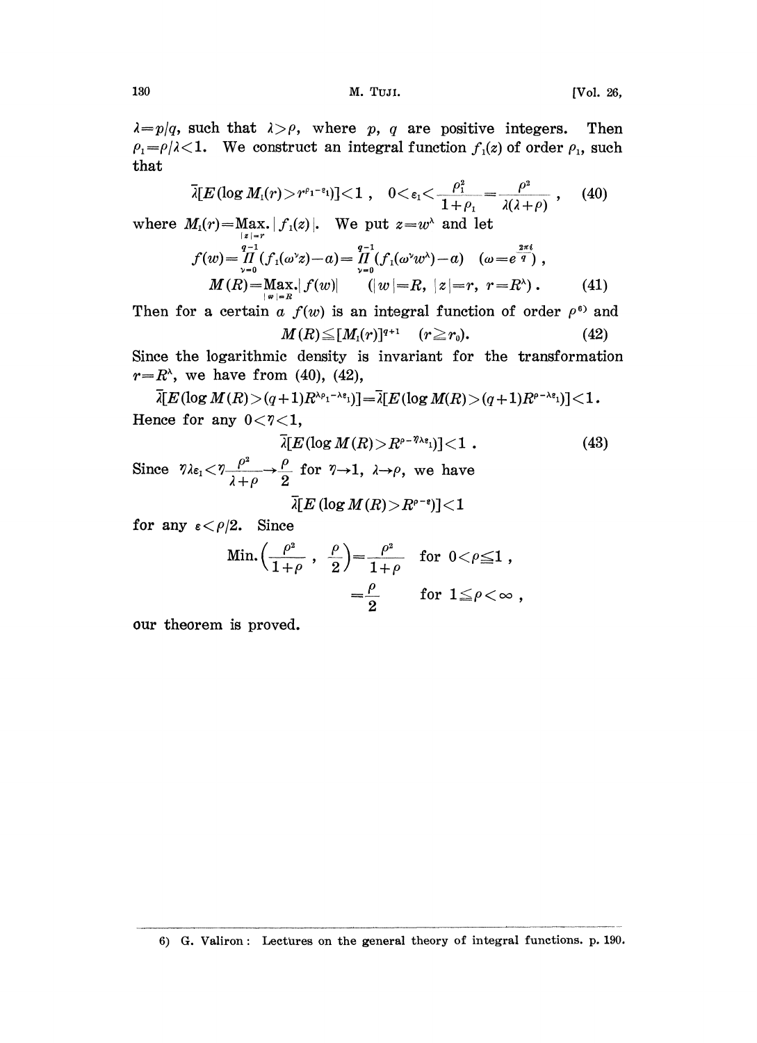$\lambda = p/q$, such that $\lambda > \rho$, where $p$, $q$ are positive integers. Then $\rho_1 = \rho/\lambda < 1$. We construct an integral function $f_1(z)$ of order $\rho_1$, such that

$$\bar{\lambda}[E(\log M_1(r) > r^{\rho_1 - \varepsilon_1})] < 1 , \quad 0 < \varepsilon_1 < \frac{\rho_1^2}{1+\rho_1} = \frac{\rho^2}{\lambda(\lambda+\rho)} , \tag{40}$$

where $M_1(r) = \underset{|z|=r}{\text{Max.}} |f_1(z)|$. We put $z = w^\lambda$ and let

$$f(w) = \prod_{\nu=0}^{q-1} (f_1(\omega^\nu z) - a) = \prod_{\nu=0}^{q-1} (f_1(\omega^\nu w^\lambda) - a) \quad (\omega = e^{\frac{2\pi i}{q}}) ,$$

$$M(R) = \underset{|w|=R}{\text{Max.}} |f(w)| \qquad (|w| = R,\ |z| = r,\ r = R^\lambda) . \tag{41}$$

Then for a certain $a$ $f(w)$ is an integral function of order $\rho$[6] and

$$M(R) \leqq [M_1(r)]^{q+1} \quad (r \geqq r_0). \tag{42}$$

Since the logarithmic density is invariant for the transformation $r = R^\lambda$, we have from (40), (42),

$$\bar{\lambda}[E(\log M(R) > (q+1) R^{\lambda\rho_1 - \lambda\varepsilon_1})] = \bar{\lambda}[E(\log M(R) > (q+1) R^{\rho - \lambda\varepsilon_1})] < 1 .$$

Hence for any $0 < \eta < 1$,

$$\bar{\lambda}[E(\log M(R) > R^{\rho - \eta\lambda\varepsilon_1})] < 1 . \tag{43}$$

Since $\eta\lambda\varepsilon_1 < \eta \frac{\rho^2}{\lambda+\rho} \to \frac{\rho}{2}$ for $\eta \to 1$, $\lambda \to \rho$, we have

$$\bar{\lambda}[E(\log M(R) > R^{\rho - \varepsilon})] < 1$$

for any $\varepsilon < \rho/2$. Since

$$\text{Min.}\left(\frac{\rho^2}{1+\rho} , \frac{\rho}{2}\right) = \frac{\rho^2}{1+\rho} \quad \text{for } 0 < \rho \leqq 1 ,$$

$$= \frac{\rho}{2} \quad \text{for } 1 \leqq \rho < \infty ,$$

our theorem is proved.

---

6) G. Valiron: Lectures on the general theory of integral functions. p. 190.